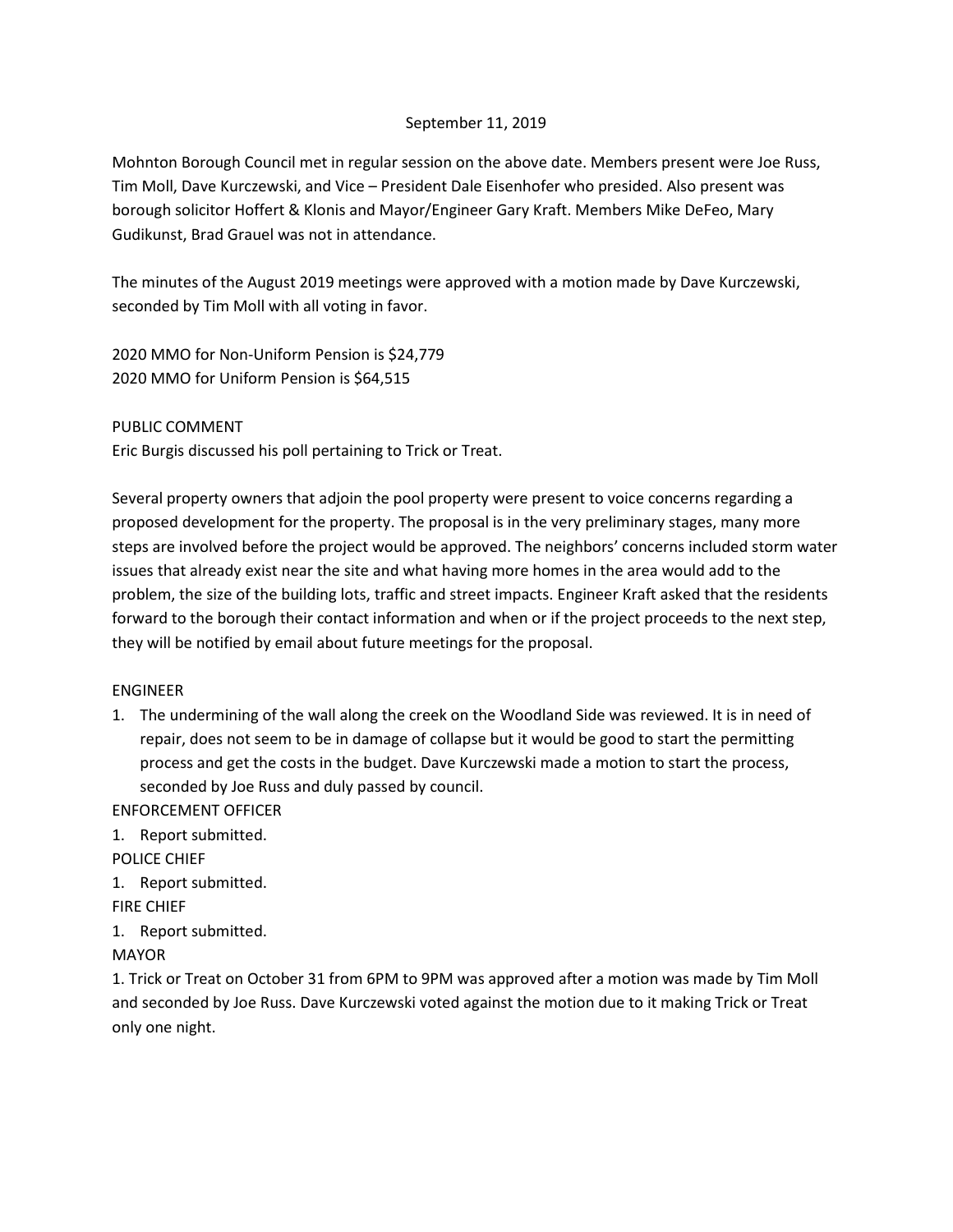September 11, 2019

Mohnton Borough Council met in regular session on the above date. Members present were Joe Russ, Tim Moll, Dave Kurczewski, and Vice – President Dale Eisenhofer who presided. Also present was borough solicitor Hoffert & Klonis and Mayor/Engineer Gary Kraft. Members Mike DeFeo, Mary Gudikunst, Brad Grauel was not in attendance.

The minutes of the August 2019 meetings were approved with a motion made by Dave Kurczewski, seconded by Tim Moll with all voting in favor.

2020 MMO for Non-Uniform Pension is $24,779
2020 MMO for Uniform Pension is $64,515

PUBLIC COMMENT
Eric Burgis discussed his poll pertaining to Trick or Treat.

Several property owners that adjoin the pool property were present to voice concerns regarding a proposed development for the property. The proposal is in the very preliminary stages, many more steps are involved before the project would be approved. The neighbors' concerns included storm water issues that already exist near the site and what having more homes in the area would add to the problem, the size of the building lots, traffic and street impacts. Engineer Kraft asked that the residents forward to the borough their contact information and when or if the project proceeds to the next step, they will be notified by email about future meetings for the proposal.

ENGINEER
1. The undermining of the wall along the creek on the Woodland Side was reviewed. It is in need of repair, does not seem to be in damage of collapse but it would be good to start the permitting process and get the costs in the budget. Dave Kurczewski made a motion to start the process, seconded by Joe Russ and duly passed by council.

ENFORCEMENT OFFICER
1. Report submitted.

POLICE CHIEF
1. Report submitted.

FIRE CHIEF
1. Report submitted.

MAYOR
1. Trick or Treat on October 31 from 6PM to 9PM was approved after a motion was made by Tim Moll and seconded by Joe Russ. Dave Kurczewski voted against the motion due to it making Trick or Treat only one night.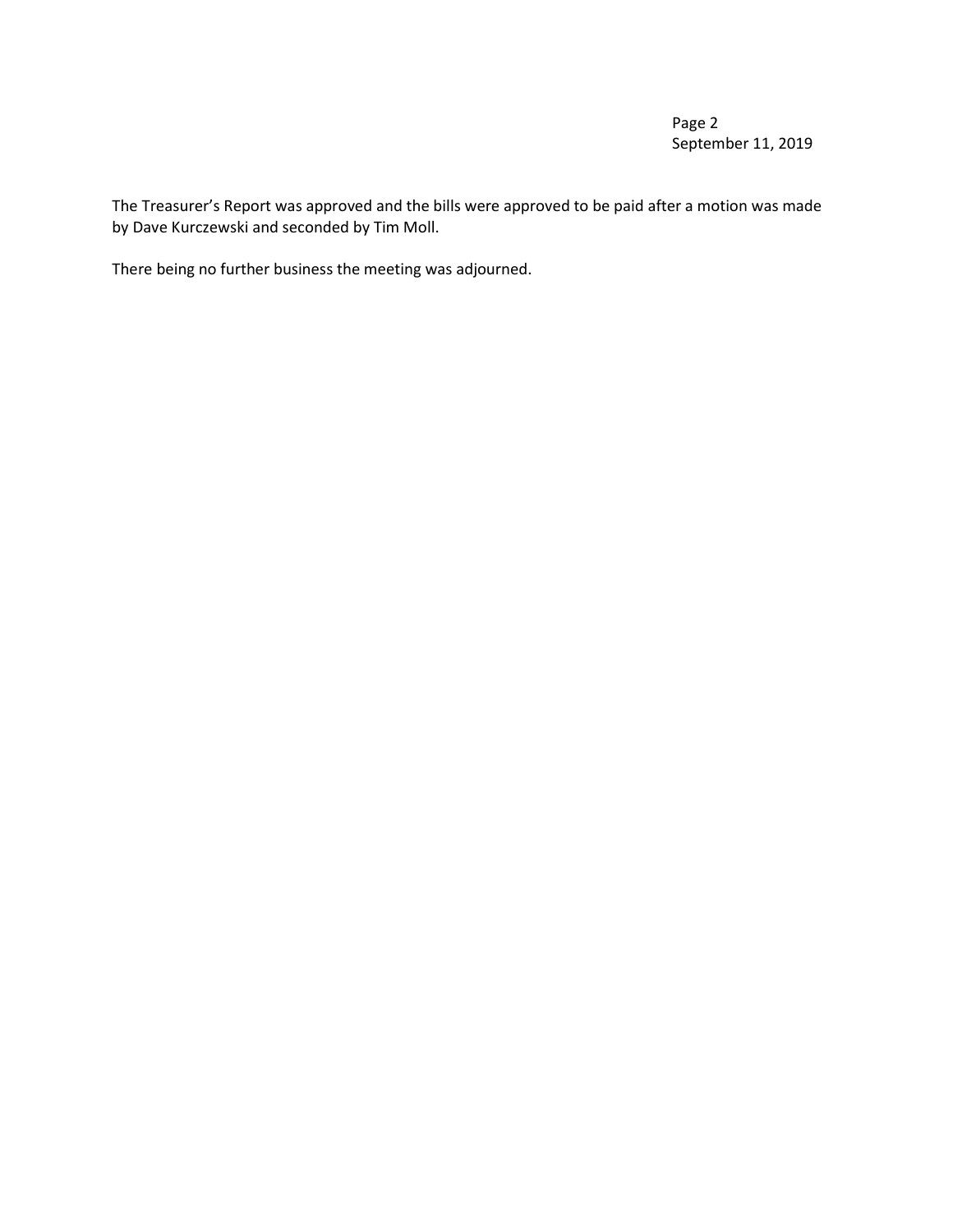The Treasurer's Report was approved and the bills were approved to be paid after a motion was made by Dave Kurczewski and seconded by Tim Moll.

There being no further business the meeting was adjourned.